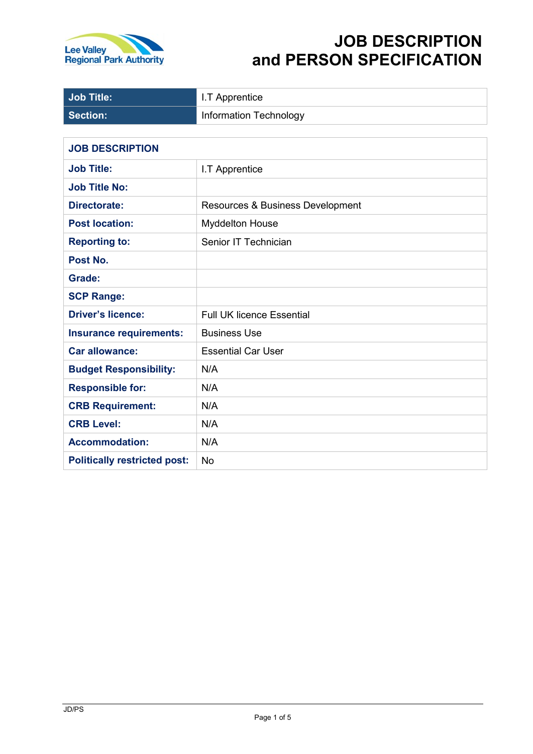Lee Valley Regional Park Authority

# JOB DESCRIPTION and PERSON SPECIFICATION

| Job Title: | I.T Apprentice |
|---|---|
| Section: | Information Technology |

| JOB DESCRIPTION | |
|---|---|
| Job Title: | I.T Apprentice |
| Job Title No: | |
| Directorate: | Resources & Business Development |
| Post location: | Myddelton House |
| Reporting to: | Senior IT Technician |
| Post No. | |
| Grade: | |
| SCP Range: | |
| Driver's licence: | Full UK licence Essential |
| Insurance requirements: | Business Use |
| Car allowance: | Essential Car User |
| Budget Responsibility: | N/A |
| Responsible for: | N/A |
| CRB Requirement: | N/A |
| CRB Level: | N/A |
| Accommodation: | N/A |
| Politically restricted post: | No |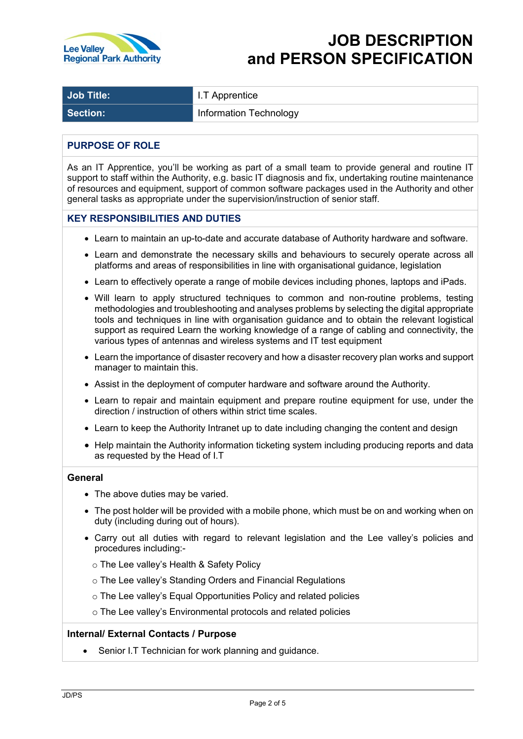Lee Valley Regional Park Authority

# JOB DESCRIPTION and PERSON SPECIFICATION

| Job Title: | I.T Apprentice |
|---|---|
| Section: | Information Technology |

## PURPOSE OF ROLE

As an IT Apprentice, you'll be working as part of a small team to provide general and routine IT support to staff within the Authority, e.g. basic IT diagnosis and fix, undertaking routine maintenance of resources and equipment, support of common software packages used in the Authority and other general tasks as appropriate under the supervision/instruction of senior staff.

## KEY RESPONSIBILITIES AND DUTIES

- Learn to maintain an up-to-date and accurate database of Authority hardware and software.
- Learn and demonstrate the necessary skills and behaviours to securely operate across all platforms and areas of responsibilities in line with organisational guidance, legislation
- Learn to effectively operate a range of mobile devices including phones, laptops and iPads.
- Will learn to apply structured techniques to common and non-routine problems, testing methodologies and troubleshooting and analyses problems by selecting the digital appropriate tools and techniques in line with organisation guidance and to obtain the relevant logistical support as required Learn the working knowledge of a range of cabling and connectivity, the various types of antennas and wireless systems and IT test equipment
- Learn the importance of disaster recovery and how a disaster recovery plan works and support manager to maintain this.
- Assist in the deployment of computer hardware and software around the Authority.
- Learn to repair and maintain equipment and prepare routine equipment for use, under the direction / instruction of others within strict time scales.
- Learn to keep the Authority Intranet up to date including changing the content and design
- Help maintain the Authority information ticketing system including producing reports and data as requested by the Head of I.T

### General

- The above duties may be varied.
- The post holder will be provided with a mobile phone, which must be on and working when on duty (including during out of hours).
- Carry out all duties with regard to relevant legislation and the Lee valley's policies and procedures including:-
  - The Lee valley's Health & Safety Policy
  - The Lee valley's Standing Orders and Financial Regulations
  - The Lee valley's Equal Opportunities Policy and related policies
  - The Lee valley's Environmental protocols and related policies

### Internal/ External Contacts / Purpose

- Senior I.T Technician for work planning and guidance.

JD/PS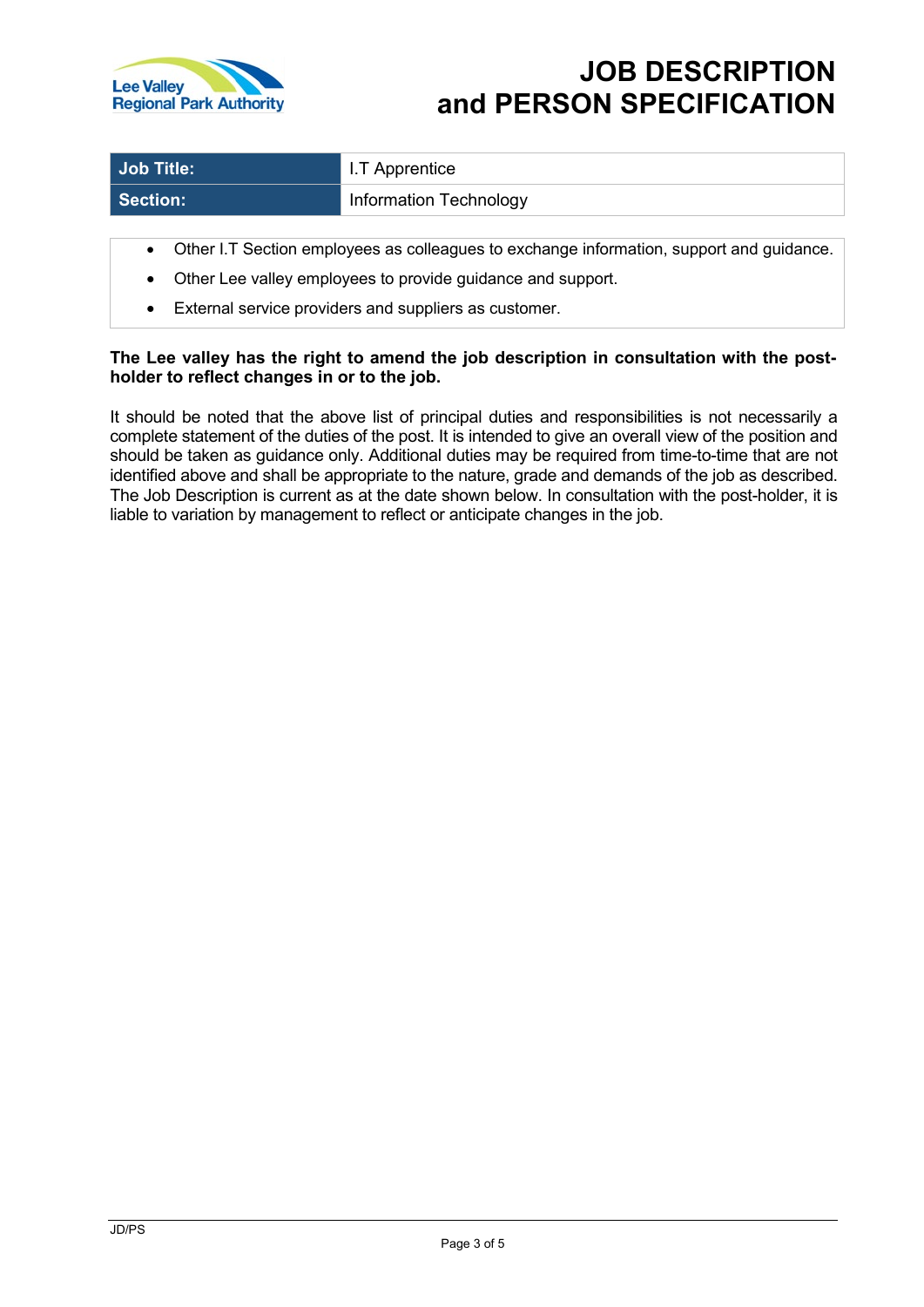# JOB DESCRIPTION and PERSON SPECIFICATION

| Job Title: | I.T Apprentice |
|---|---|
| Section: | Information Technology |

- Other I.T Section employees as colleagues to exchange information, support and guidance.
- Other Lee valley employees to provide guidance and support.
- External service providers and suppliers as customer.

**The Lee valley has the right to amend the job description in consultation with the post-holder to reflect changes in or to the job.**

It should be noted that the above list of principal duties and responsibilities is not necessarily a complete statement of the duties of the post. It is intended to give an overall view of the position and should be taken as guidance only. Additional duties may be required from time-to-time that are not identified above and shall be appropriate to the nature, grade and demands of the job as described. The Job Description is current as at the date shown below. In consultation with the post-holder, it is liable to variation by management to reflect or anticipate changes in the job.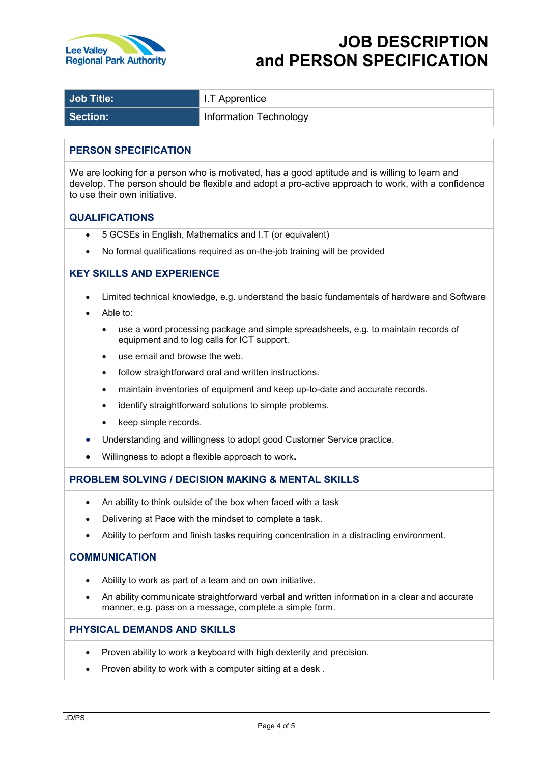Lee Valley Regional Park Authority

# JOB DESCRIPTION and PERSON SPECIFICATION

| Job Title: | I.T Apprentice |
|---|---|
| Section: | Information Technology |

## PERSON SPECIFICATION

We are looking for a person who is motivated, has a good aptitude and is willing to learn and develop. The person should be flexible and adopt a pro-active approach to work, with a confidence to use their own initiative.

## QUALIFICATIONS

- 5 GCSEs in English, Mathematics and I.T (or equivalent)
- No formal qualifications required as on-the-job training will be provided

## KEY SKILLS AND EXPERIENCE

- Limited technical knowledge, e.g. understand the basic fundamentals of hardware and Software
- Able to:
  - use a word processing package and simple spreadsheets, e.g. to maintain records of equipment and to log calls for ICT support.
  - use email and browse the web.
  - follow straightforward oral and written instructions.
  - maintain inventories of equipment and keep up-to-date and accurate records.
  - identify straightforward solutions to simple problems.
  - keep simple records.
- Understanding and willingness to adopt good Customer Service practice.
- Willingness to adopt a flexible approach to work.

## PROBLEM SOLVING / DECISION MAKING & MENTAL SKILLS

- An ability to think outside of the box when faced with a task
- Delivering at Pace with the mindset to complete a task.
- Ability to perform and finish tasks requiring concentration in a distracting environment.

## COMMUNICATION

- Ability to work as part of a team and on own initiative.
- An ability communicate straightforward verbal and written information in a clear and accurate manner, e.g. pass on a message, complete a simple form.

## PHYSICAL DEMANDS AND SKILLS

- Proven ability to work a keyboard with high dexterity and precision.
- Proven ability to work with a computer sitting at a desk .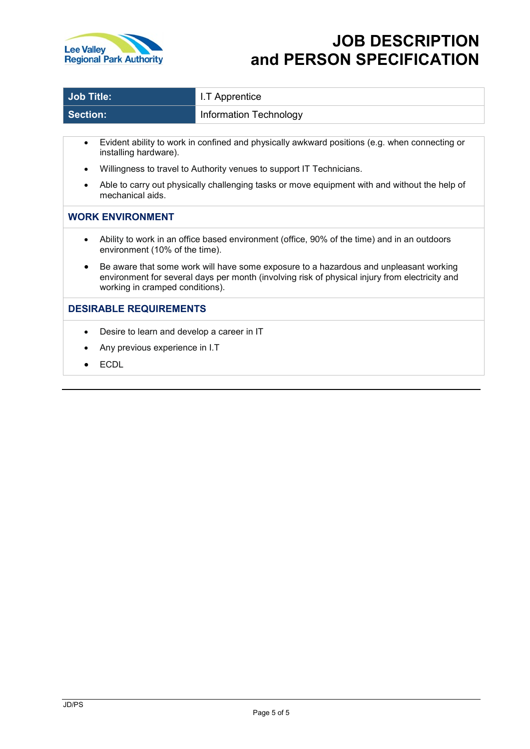# JOB DESCRIPTION and PERSON SPECIFICATION

| | |
|---|---|
| **Job Title:** | I.T Apprentice |
| **Section:** | Information Technology |

- Evident ability to work in confined and physically awkward positions (e.g. when connecting or installing hardware).
- Willingness to travel to Authority venues to support IT Technicians.
- Able to carry out physically challenging tasks or move equipment with and without the help of mechanical aids.

## WORK ENVIRONMENT

- Ability to work in an office based environment (office, 90% of the time) and in an outdoors environment (10% of the time).
- Be aware that some work will have some exposure to a hazardous and unpleasant working environment for several days per month (involving risk of physical injury from electricity and working in cramped conditions).

## DESIRABLE REQUIREMENTS

- Desire to learn and develop a career in IT
- Any previous experience in I.T
- ECDL